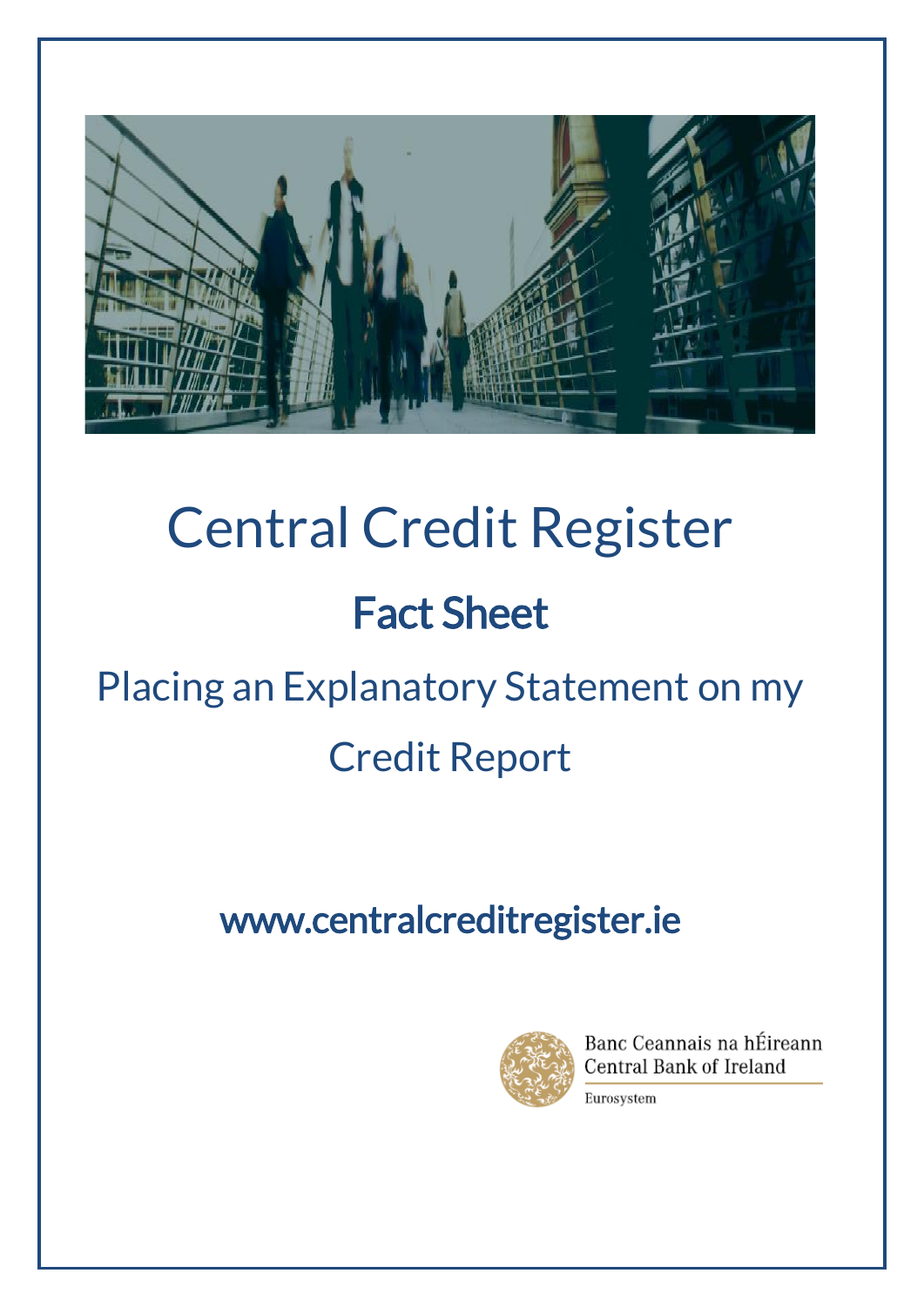# Central Credit Register

## Fact Sheet

## Placing an Explanatory Statement on my Credit Report

www.centralcreditregister.ie

Banc Ceannais na hÉireann
Central Bank of Ireland
Eurosystem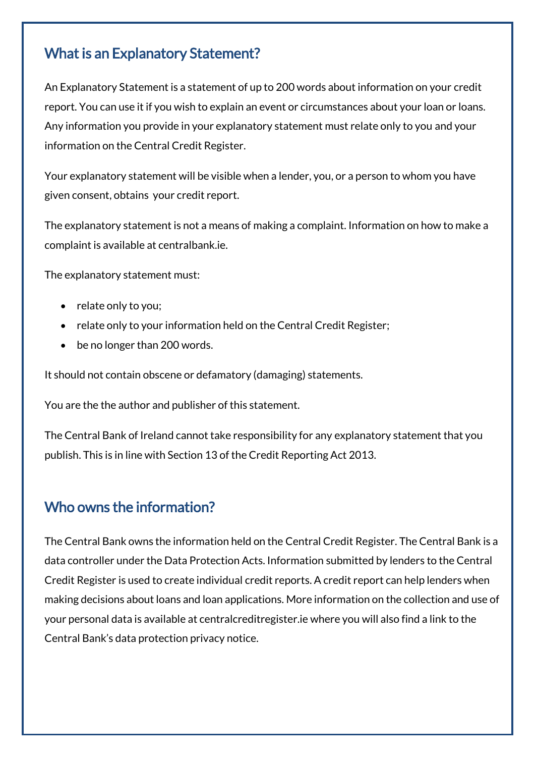## What is an Explanatory Statement?

An Explanatory Statement is a statement of up to 200 words about information on your credit report. You can use it if you wish to explain an event or circumstances about your loan or loans. Any information you provide in your explanatory statement must relate only to you and your information on the Central Credit Register.

Your explanatory statement will be visible when a lender, you, or a person to whom you have given consent, obtains your credit report.

The explanatory statement is not a means of making a complaint. Information on how to make a complaint is available at centralbank.ie.

The explanatory statement must:

- relate only to you;
- relate only to your information held on the Central Credit Register;
- be no longer than 200 words.

It should not contain obscene or defamatory (damaging) statements.

You are the the author and publisher of this statement.

The Central Bank of Ireland cannot take responsibility for any explanatory statement that you publish. This is in line with Section 13 of the Credit Reporting Act 2013.

## Who owns the information?

The Central Bank owns the information held on the Central Credit Register. The Central Bank is a data controller under the Data Protection Acts. Information submitted by lenders to the Central Credit Register is used to create individual credit reports. A credit report can help lenders when making decisions about loans and loan applications. More information on the collection and use of your personal data is available at centralcreditregister.ie where you will also find a link to the Central Bank's data protection privacy notice.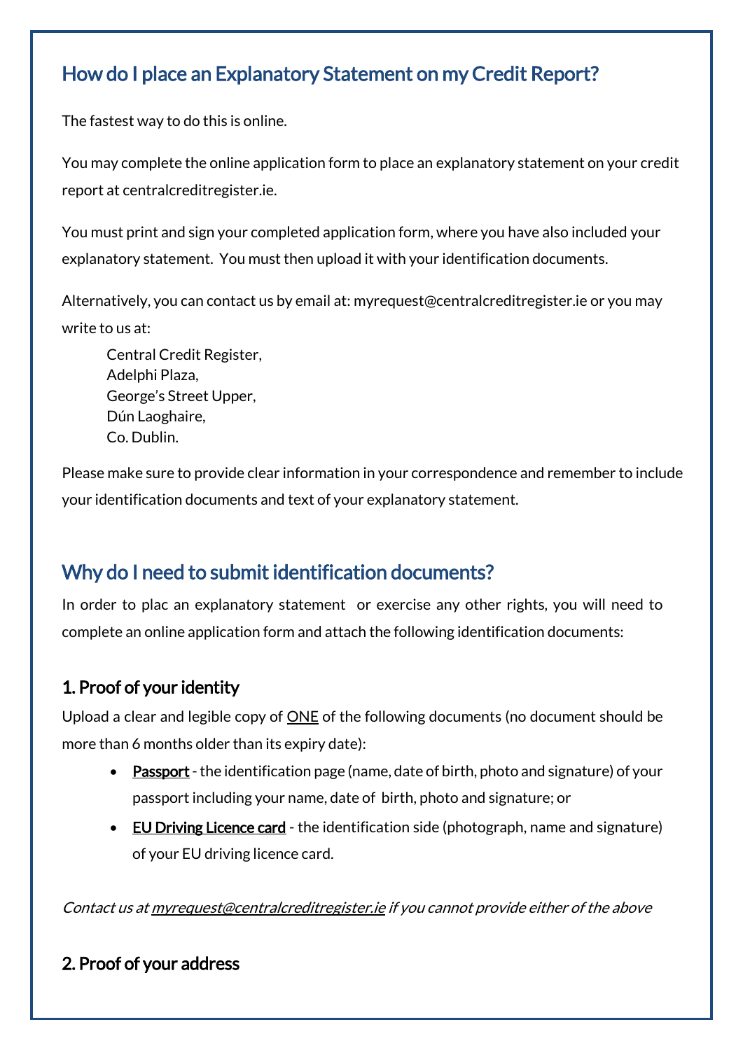## How do I place an Explanatory Statement on my Credit Report?

The fastest way to do this is online.

You may complete the online application form to place an explanatory statement on your credit report at centralcreditregister.ie.

You must print and sign your completed application form, where you have also included your explanatory statement. You must then upload it with your identification documents.

Alternatively, you can contact us by email at: myrequest@centralcreditregister.ie or you may write to us at:

> Central Credit Register,
> Adelphi Plaza,
> George's Street Upper,
> Dún Laoghaire,
> Co. Dublin.

Please make sure to provide clear information in your correspondence and remember to include your identification documents and text of your explanatory statement.

## Why do I need to submit identification documents?

In order to plac an explanatory statement or exercise any other rights, you will need to complete an online application form and attach the following identification documents:

### 1. Proof of your identity

Upload a clear and legible copy of ONE of the following documents (no document should be more than 6 months older than its expiry date):

- **Passport** - the identification page (name, date of birth, photo and signature) of your passport including your name, date of birth, photo and signature; or
- **EU Driving Licence card** - the identification side (photograph, name and signature) of your EU driving licence card.

*Contact us at myrequest@centralcreditregister.ie if you cannot provide either of the above*

### 2. Proof of your address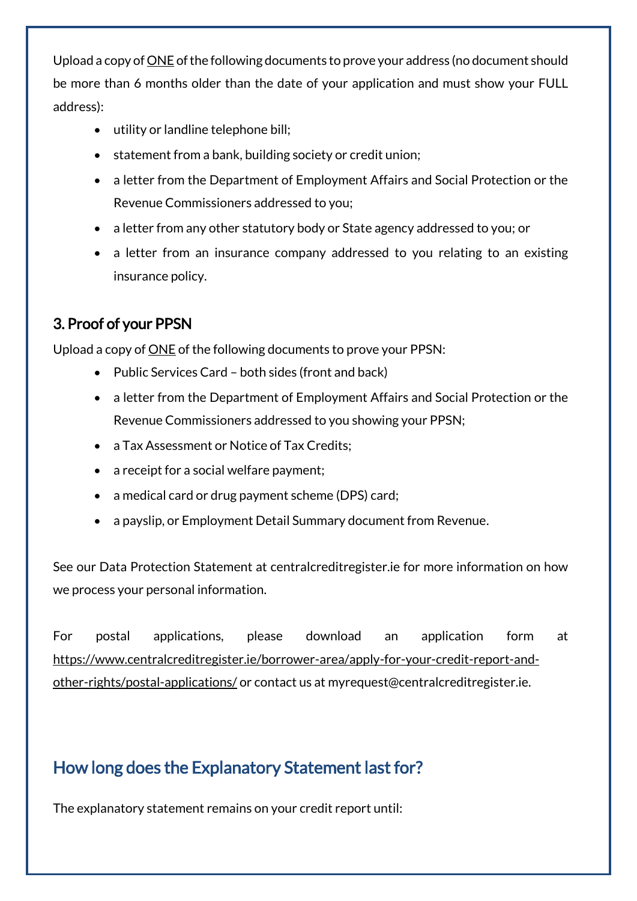Upload a copy of ONE of the following documents to prove your address (no document should be more than 6 months older than the date of your application and must show your FULL address):

- utility or landline telephone bill;
- statement from a bank, building society or credit union;
- a letter from the Department of Employment Affairs and Social Protection or the Revenue Commissioners addressed to you;
- a letter from any other statutory body or State agency addressed to you; or
- a letter from an insurance company addressed to you relating to an existing insurance policy.

### 3. Proof of your PPSN

Upload a copy of ONE of the following documents to prove your PPSN:

- Public Services Card – both sides (front and back)
- a letter from the Department of Employment Affairs and Social Protection or the Revenue Commissioners addressed to you showing your PPSN;
- a Tax Assessment or Notice of Tax Credits;
- a receipt for a social welfare payment;
- a medical card or drug payment scheme (DPS) card;
- a payslip, or Employment Detail Summary document from Revenue.

See our Data Protection Statement at centralcreditregister.ie for more information on how we process your personal information.

For postal applications, please download an application form at https://www.centralcreditregister.ie/borrower-area/apply-for-your-credit-report-and-other-rights/postal-applications/ or contact us at myrequest@centralcreditregister.ie.

## How long does the Explanatory Statement last for?

The explanatory statement remains on your credit report until: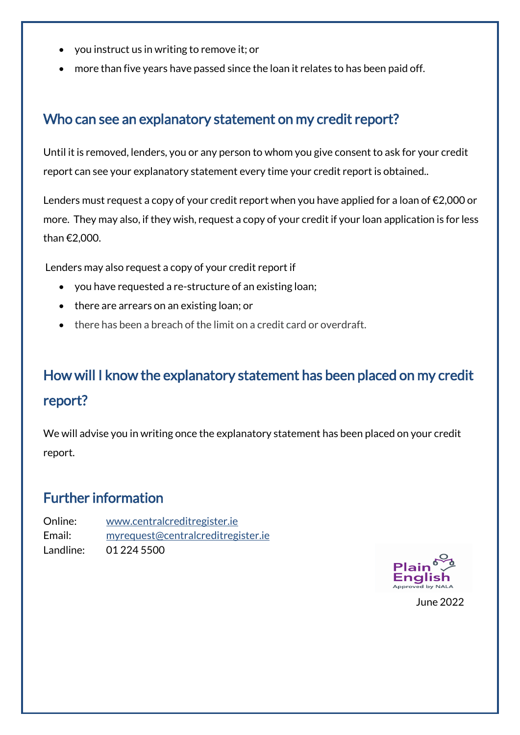- you instruct us in writing to remove it; or
- more than five years have passed since the loan it relates to has been paid off.

## Who can see an explanatory statement on my credit report?

Until it is removed, lenders, you or any person to whom you give consent to ask for your credit report can see your explanatory statement every time your credit report is obtained..

Lenders must request a copy of your credit report when you have applied for a loan of €2,000 or more. They may also, if they wish, request a copy of your credit if your loan application is for less than €2,000.

Lenders may also request a copy of your credit report if

- you have requested a re-structure of an existing loan;
- there are arrears on an existing loan; or
- there has been a breach of the limit on a credit card or overdraft.

## How will I know the explanatory statement has been placed on my credit report?

We will advise you in writing once the explanatory statement has been placed on your credit report.

## Further information

Online: [www.centralcreditregister.ie](http://www.centralcreditregister.ie)
Email: [myrequest@centralcreditregister.ie](mailto:myrequest@centralcreditregister.ie)
Landline: 01 224 5500

Plain English Approved by NALA

June 2022